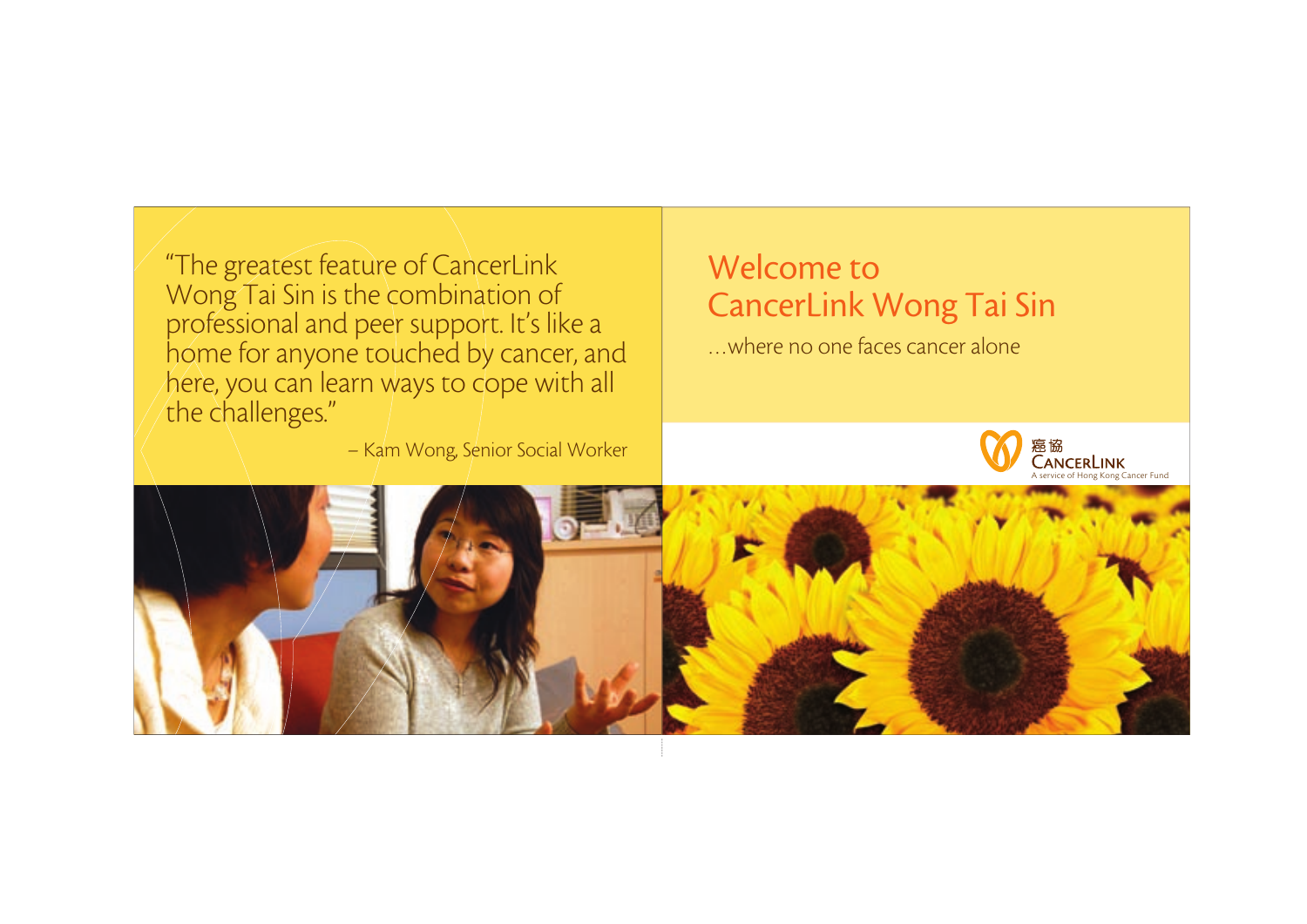“The greatest feature of CancerLink Wong Tai Sin is the combination of professional and peer support. It’s like a home for anyone touched by cancer, and here, you can learn ways to cope with all the challenges.”

– Kam Wong, Senior Social Worker

# Welcome to CancerLink Wong Tai Sin

…where no one faces cancer alone

癌協
CancerLink
A service of Hong Kong Cancer Fund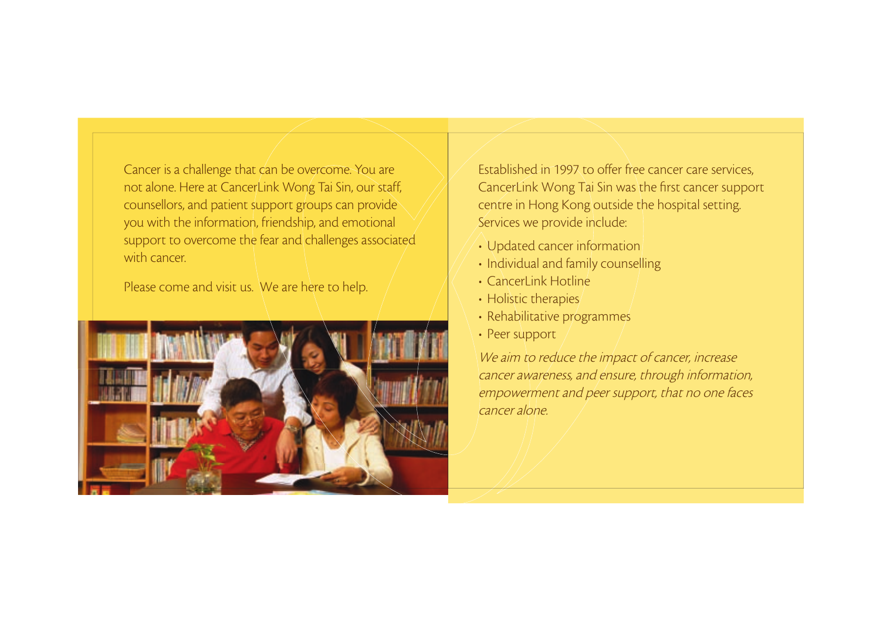Cancer is a challenge that can be overcome. You are not alone. Here at CancerLink Wong Tai Sin, our staff, counsellors, and patient support groups can provide you with the information, friendship, and emotional support to overcome the fear and challenges associated with cancer.

Please come and visit us. We are here to help.

Established in 1997 to offer free cancer care services, CancerLink Wong Tai Sin was the first cancer support centre in Hong Kong outside the hospital setting. Services we provide include:

- Updated cancer information
- Individual and family counselling
- CancerLink Hotline
- Holistic therapies
- Rehabilitative programmes
- Peer support

*We aim to reduce the impact of cancer, increase cancer awareness, and ensure, through information, empowerment and peer support, that no one faces cancer alone.*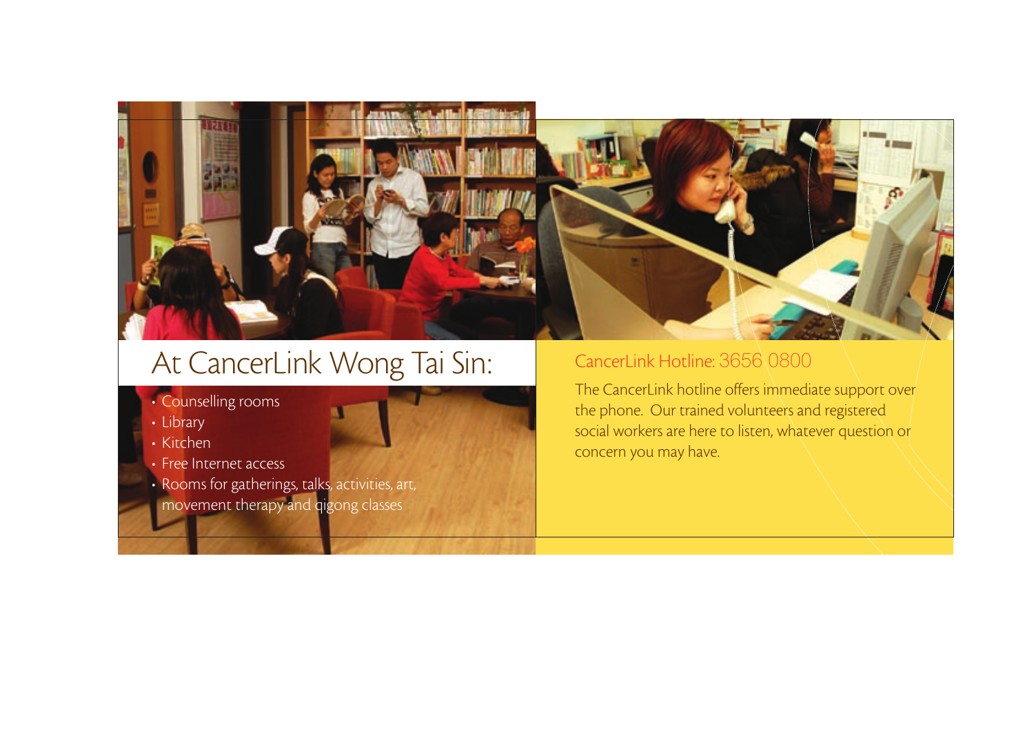# At CancerLink Wong Tai Sin:

- Counselling rooms
- Library
- Kitchen
- Free Internet access
- Rooms for gatherings, talks, activities, art, movement therapy and qigong classes

## CancerLink Hotline: 3656 0800

The CancerLink hotline offers immediate support over the phone. Our trained volunteers and registered social workers are here to listen, whatever question or concern you may have.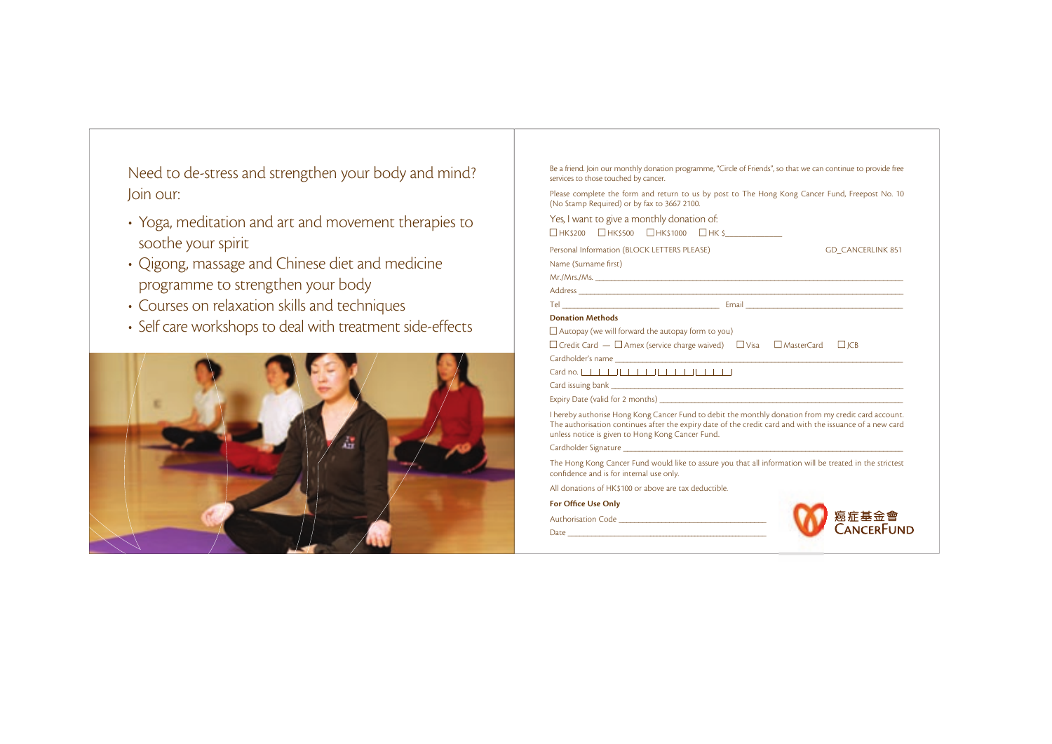Need to de-stress and strengthen your body and mind? Join our:

- Yoga, meditation and art and movement therapies to soothe your spirit
- Qigong, massage and Chinese diet and medicine programme to strengthen your body
- Courses on relaxation skills and techniques
- Self care workshops to deal with treatment side-effects

Be a friend. Join our monthly donation programme, "Circle of Friends", so that we can continue to provide free services to those touched by cancer.

Please complete the form and return to us by post to The Hong Kong Cancer Fund, Freepost No. 10 (No Stamp Required) or by fax to 3667 2100.

Yes, I want to give a monthly donation of:

☐ HK$200 ☐ HK$500 ☐ HK$1000 ☐ HK $____________

Personal Information (BLOCK LETTERS PLEASE) GD_CANCERLINK 851

Name (Surname first)

Mr./Mrs./Ms. ____________________

Address ____________________

Tel ____________________ Email ____________________

**Donation Methods**

☐ Autopay (we will forward the autopay form to you)

☐ Credit Card — ☐ Amex (service charge waived) ☐ Visa ☐ MasterCard ☐ JCB

Cardholder's name ____________________

Card no. ____ ____ ____ ____

Card issuing bank ____________________

Expiry Date (valid for 2 months) ____________________

I hereby authorise Hong Kong Cancer Fund to debit the monthly donation from my credit card account. The authorisation continues after the expiry date of the credit card and with the issuance of a new card unless notice is given to Hong Kong Cancer Fund.

Cardholder Signature ____________________

The Hong Kong Cancer Fund would like to assure you that all information will be treated in the strictest confidence and is for internal use only.

All donations of HK$100 or above are tax deductible.

**For Office Use Only**

Authorisation Code ____________________

Date ____________________

癌症基金會 CANCERFUND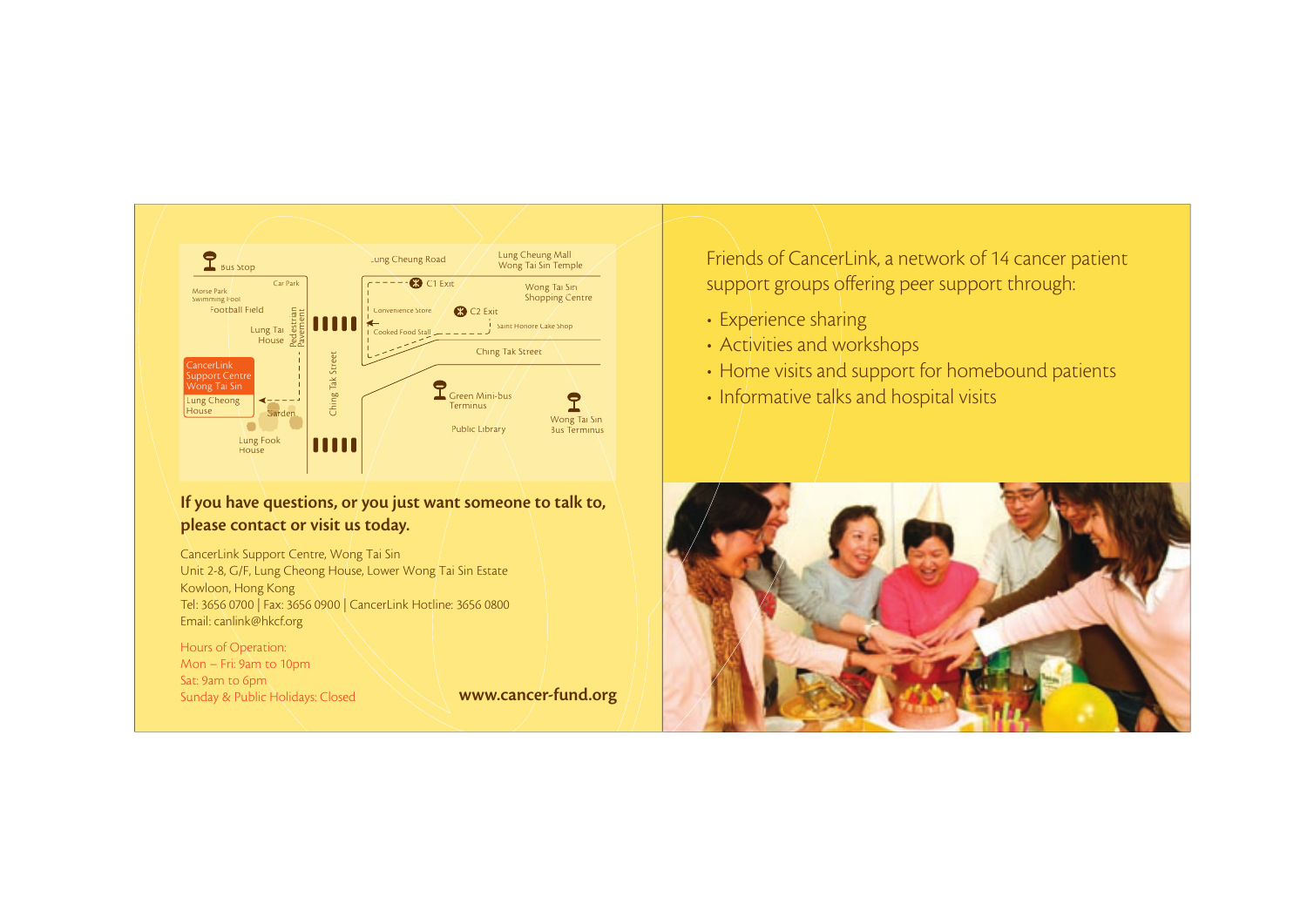If you have questions, or you just want someone to talk to, please contact or visit us today.

CancerLink Support Centre, Wong Tai Sin
Unit 2-8, G/F, Lung Cheong House, Lower Wong Tai Sin Estate
Kowloon, Hong Kong
Tel: 3656 0700 | Fax: 3656 0900 | CancerLink Hotline: 3656 0800
Email: canlink@hkcf.org

Hours of Operation:
Mon – Fri: 9am to 10pm
Sat: 9am to 6pm
Sunday & Public Holidays: Closed

www.cancer-fund.org

Friends of CancerLink, a network of 14 cancer patient support groups offering peer support through:

- Experience sharing
- Activities and workshops
- Home visits and support for homebound patients
- Informative talks and hospital visits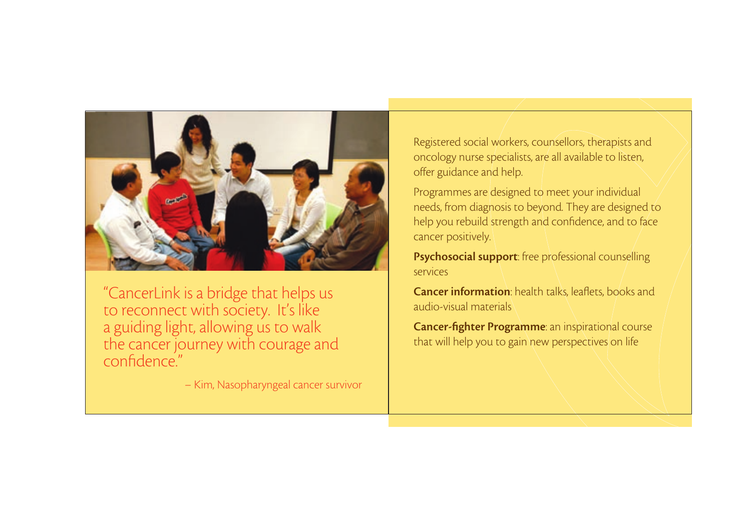"CancerLink is a bridge that helps us to reconnect with society. It's like a guiding light, allowing us to walk the cancer journey with courage and confidence."

– Kim, Nasopharyngeal cancer survivor

Registered social workers, counsellors, therapists and oncology nurse specialists, are all available to listen, offer guidance and help.

Programmes are designed to meet your individual needs, from diagnosis to beyond. They are designed to help you rebuild strength and confidence, and to face cancer positively.

**Psychosocial support**: free professional counselling services

**Cancer information**: health talks, leaflets, books and audio-visual materials

**Cancer-fighter Programme**: an inspirational course that will help you to gain new perspectives on life